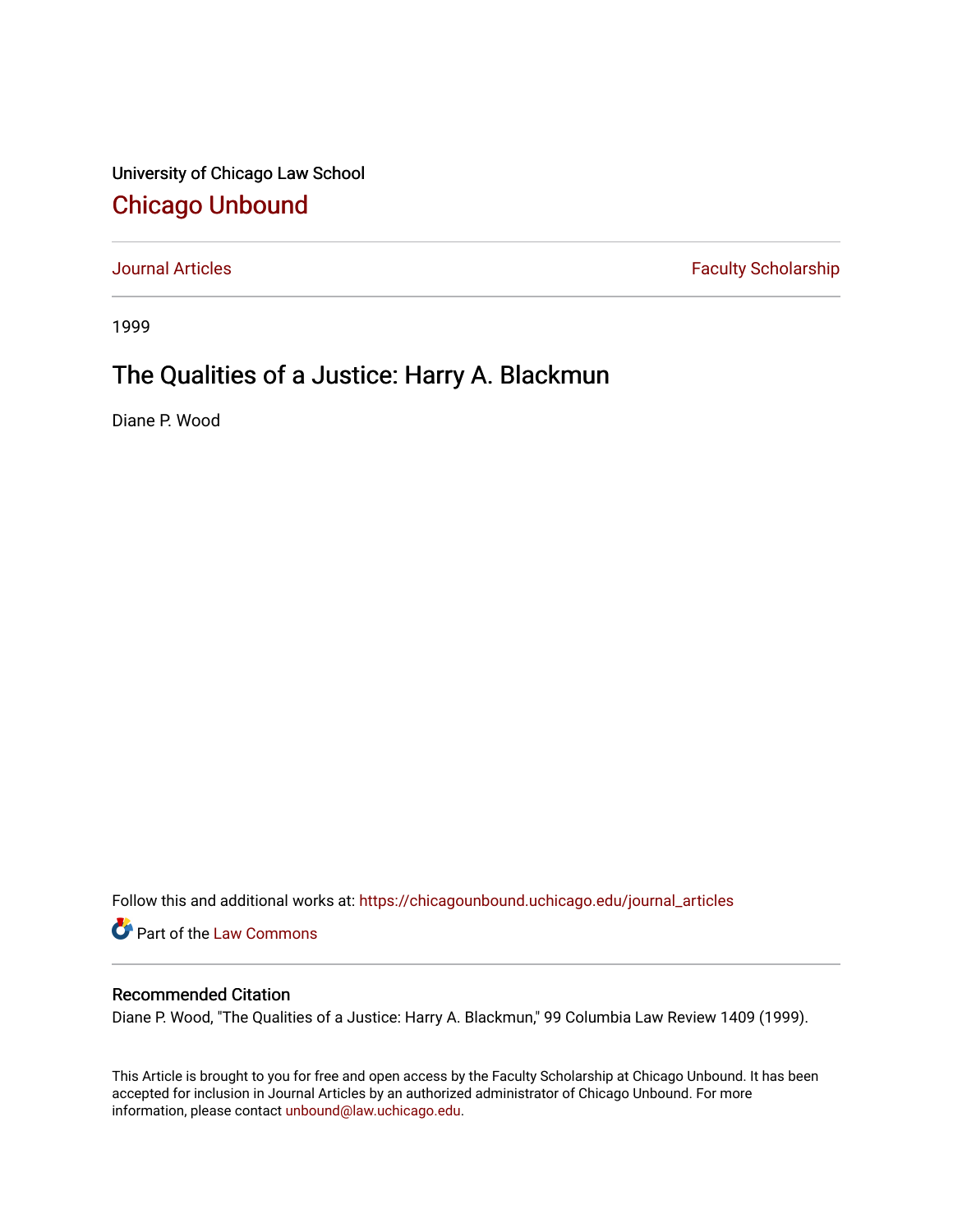University of Chicago Law School

## Chicago Unbound

Journal Articles | Faculty Scholarship

1999

# The Qualities of a Justice: Harry A. Blackmun

Diane P. Wood

Follow this and additional works at: https://chicagounbound.uchicago.edu/journal_articles

Part of the Law Commons

### Recommended Citation

Diane P. Wood, "The Qualities of a Justice: Harry A. Blackmun," 99 Columbia Law Review 1409 (1999).

This Article is brought to you for free and open access by the Faculty Scholarship at Chicago Unbound. It has been accepted for inclusion in Journal Articles by an authorized administrator of Chicago Unbound. For more information, please contact unbound@law.uchicago.edu.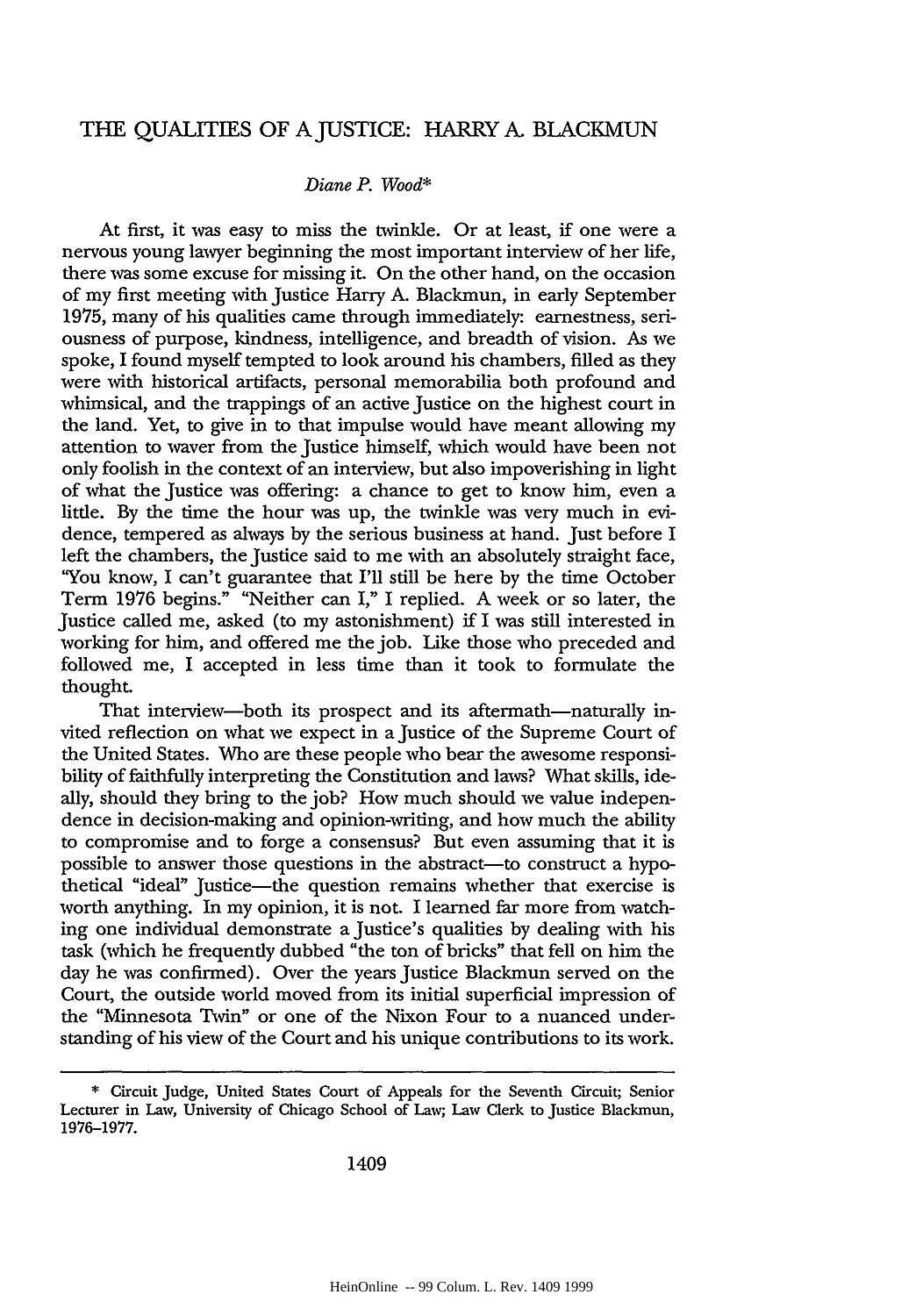# THE QUALITIES OF A JUSTICE: HARRY A. BLACKMUN

*Diane P. Wood**

At first, it was easy to miss the twinkle. Or at least, if one were a nervous young lawyer beginning the most important interview of her life, there was some excuse for missing it. On the other hand, on the occasion of my first meeting with Justice Harry A. Blackmun, in early September 1975, many of his qualities came through immediately: earnestness, seriousness of purpose, kindness, intelligence, and breadth of vision. As we spoke, I found myself tempted to look around his chambers, filled as they were with historical artifacts, personal memorabilia both profound and whimsical, and the trappings of an active Justice on the highest court in the land. Yet, to give in to that impulse would have meant allowing my attention to waver from the Justice himself, which would have been not only foolish in the context of an interview, but also impoverishing in light of what the Justice was offering: a chance to get to know him, even a little. By the time the hour was up, the twinkle was very much in evidence, tempered as always by the serious business at hand. Just before I left the chambers, the Justice said to me with an absolutely straight face, "You know, I can't guarantee that I'll still be here by the time October Term 1976 begins." "Neither can I," I replied. A week or so later, the Justice called me, asked (to my astonishment) if I was still interested in working for him, and offered me the job. Like those who preceded and followed me, I accepted in less time than it took to formulate the thought.

That interview—both its prospect and its aftermath—naturally invited reflection on what we expect in a Justice of the Supreme Court of the United States. Who are these people who bear the awesome responsibility of faithfully interpreting the Constitution and laws? What skills, ideally, should they bring to the job? How much should we value independence in decision-making and opinion-writing, and how much the ability to compromise and to forge a consensus? But even assuming that it is possible to answer those questions in the abstract—to construct a hypothetical "ideal" Justice—the question remains whether that exercise is worth anything. In my opinion, it is not. I learned far more from watching one individual demonstrate a Justice's qualities by dealing with his task (which he frequently dubbed "the ton of bricks" that fell on him the day he was confirmed). Over the years Justice Blackmun served on the Court, the outside world moved from its initial superficial impression of the "Minnesota Twin" or one of the Nixon Four to a nuanced understanding of his view of the Court and his unique contributions to its work.

---

\* Circuit Judge, United States Court of Appeals for the Seventh Circuit; Senior Lecturer in Law, University of Chicago School of Law; Law Clerk to Justice Blackmun, 1976–1977.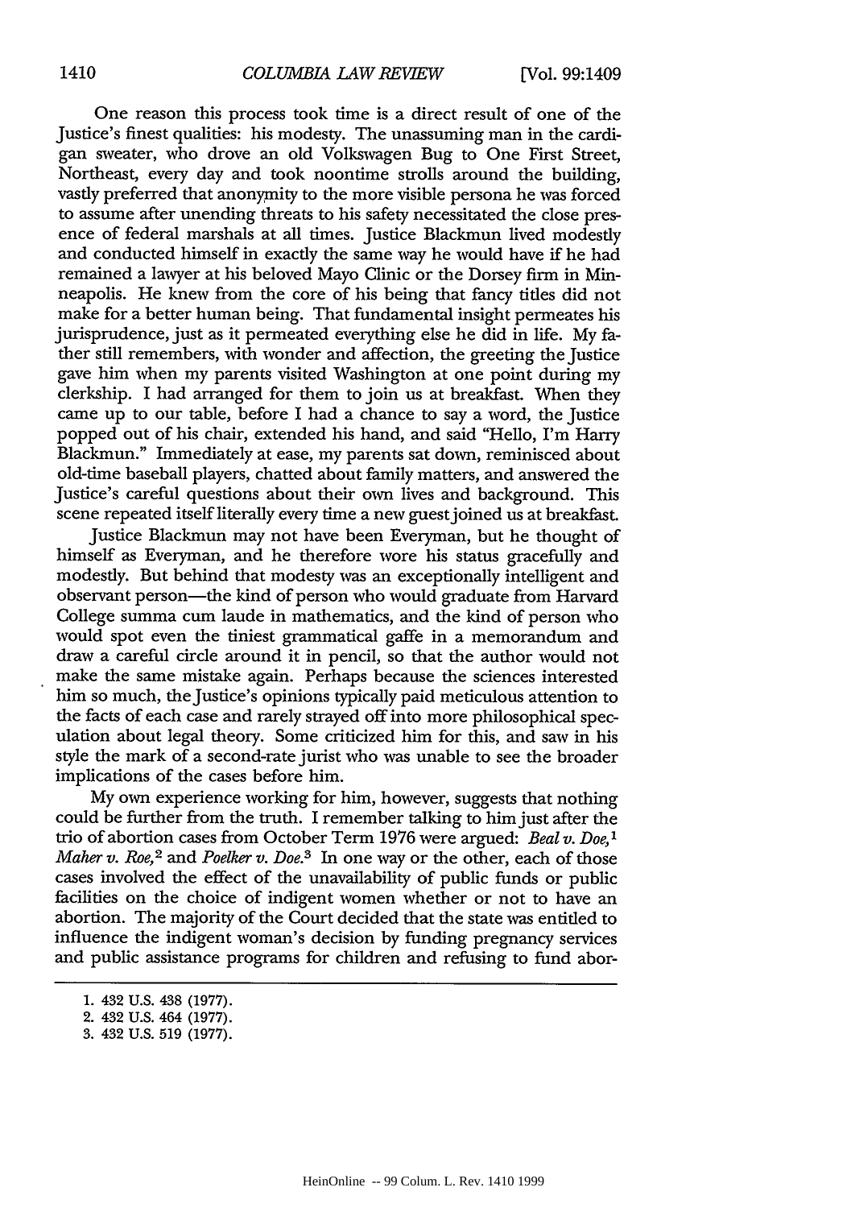One reason this process took time is a direct result of one of the Justice's finest qualities: his modesty. The unassuming man in the cardigan sweater, who drove an old Volkswagen Bug to One First Street, Northeast, every day and took noontime strolls around the building, vastly preferred that anonymity to the more visible persona he was forced to assume after unending threats to his safety necessitated the close presence of federal marshals at all times. Justice Blackmun lived modestly and conducted himself in exactly the same way he would have if he had remained a lawyer at his beloved Mayo Clinic or the Dorsey firm in Minneapolis. He knew from the core of his being that fancy titles did not make for a better human being. That fundamental insight permeates his jurisprudence, just as it permeated everything else he did in life. My father still remembers, with wonder and affection, the greeting the Justice gave him when my parents visited Washington at one point during my clerkship. I had arranged for them to join us at breakfast. When they came up to our table, before I had a chance to say a word, the Justice popped out of his chair, extended his hand, and said "Hello, I'm Harry Blackmun." Immediately at ease, my parents sat down, reminisced about old-time baseball players, chatted about family matters, and answered the Justice's careful questions about their own lives and background. This scene repeated itself literally every time a new guest joined us at breakfast.

Justice Blackmun may not have been Everyman, but he thought of himself as Everyman, and he therefore wore his status gracefully and modestly. But behind that modesty was an exceptionally intelligent and observant person—the kind of person who would graduate from Harvard College summa cum laude in mathematics, and the kind of person who would spot even the tiniest grammatical gaffe in a memorandum and draw a careful circle around it in pencil, so that the author would not make the same mistake again. Perhaps because the sciences interested him so much, the Justice's opinions typically paid meticulous attention to the facts of each case and rarely strayed off into more philosophical speculation about legal theory. Some criticized him for this, and saw in his style the mark of a second-rate jurist who was unable to see the broader implications of the cases before him.

My own experience working for him, however, suggests that nothing could be further from the truth. I remember talking to him just after the trio of abortion cases from October Term 1976 were argued: *Beal v. Doe*,[1] *Maher v. Roe*,[2] and *Poelker v. Doe*.[3] In one way or the other, each of those cases involved the effect of the unavailability of public funds or public facilities on the choice of indigent women whether or not to have an abortion. The majority of the Court decided that the state was entitled to influence the indigent woman's decision by funding pregnancy services and public assistance programs for children and refusing to fund abor-

---

1. 432 U.S. 438 (1977).
2. 432 U.S. 464 (1977).
3. 432 U.S. 519 (1977).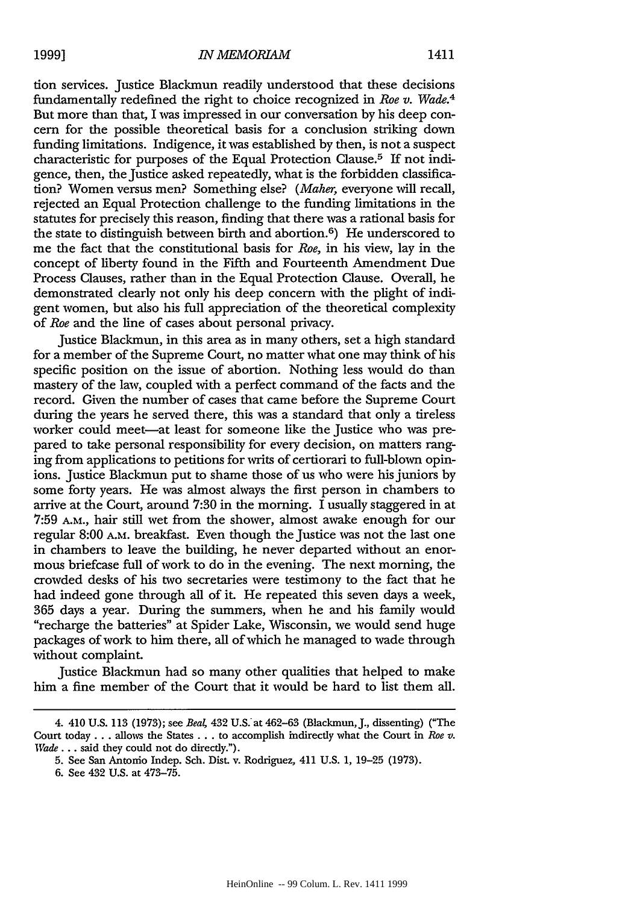tion services. Justice Blackmun readily understood that these decisions fundamentally redefined the right to choice recognized in *Roe v. Wade.*[4] But more than that, I was impressed in our conversation by his deep concern for the possible theoretical basis for a conclusion striking down funding limitations. Indigence, it was established by then, is not a suspect characteristic for purposes of the Equal Protection Clause.[5] If not indigence, then, the Justice asked repeatedly, what is the forbidden classification? Women versus men? Something else? (*Maher*, everyone will recall, rejected an Equal Protection challenge to the funding limitations in the statutes for precisely this reason, finding that there was a rational basis for the state to distinguish between birth and abortion.[6]) He underscored to me the fact that the constitutional basis for *Roe*, in his view, lay in the concept of liberty found in the Fifth and Fourteenth Amendment Due Process Clauses, rather than in the Equal Protection Clause. Overall, he demonstrated clearly not only his deep concern with the plight of indigent women, but also his full appreciation of the theoretical complexity of *Roe* and the line of cases about personal privacy.

Justice Blackmun, in this area as in many others, set a high standard for a member of the Supreme Court, no matter what one may think of his specific position on the issue of abortion. Nothing less would do than mastery of the law, coupled with a perfect command of the facts and the record. Given the number of cases that came before the Supreme Court during the years he served there, this was a standard that only a tireless worker could meet—at least for someone like the Justice who was prepared to take personal responsibility for every decision, on matters ranging from applications to petitions for writs of certiorari to full-blown opinions. Justice Blackmun put to shame those of us who were his juniors by some forty years. He was almost always the first person in chambers to arrive at the Court, around 7:30 in the morning. I usually staggered in at 7:59 A.M., hair still wet from the shower, almost awake enough for our regular 8:00 A.M. breakfast. Even though the Justice was not the last one in chambers to leave the building, he never departed without an enormous briefcase full of work to do in the evening. The next morning, the crowded desks of his two secretaries were testimony to the fact that he had indeed gone through all of it. He repeated this seven days a week, 365 days a year. During the summers, when he and his family would "recharge the batteries" at Spider Lake, Wisconsin, we would send huge packages of work to him there, all of which he managed to wade through without complaint.

Justice Blackmun had so many other qualities that helped to make him a fine member of the Court that it would be hard to list them all.

---

4. 410 U.S. 113 (1973); see *Beal*, 432 U.S. at 462–63 (Blackmun, J., dissenting) ("The Court today . . . allows the States . . . to accomplish indirectly what the Court in *Roe v. Wade* . . . said they could not do directly.").

5. See San Antonio Indep. Sch. Dist. v. Rodriguez, 411 U.S. 1, 19–25 (1973).

6. See 432 U.S. at 473–75.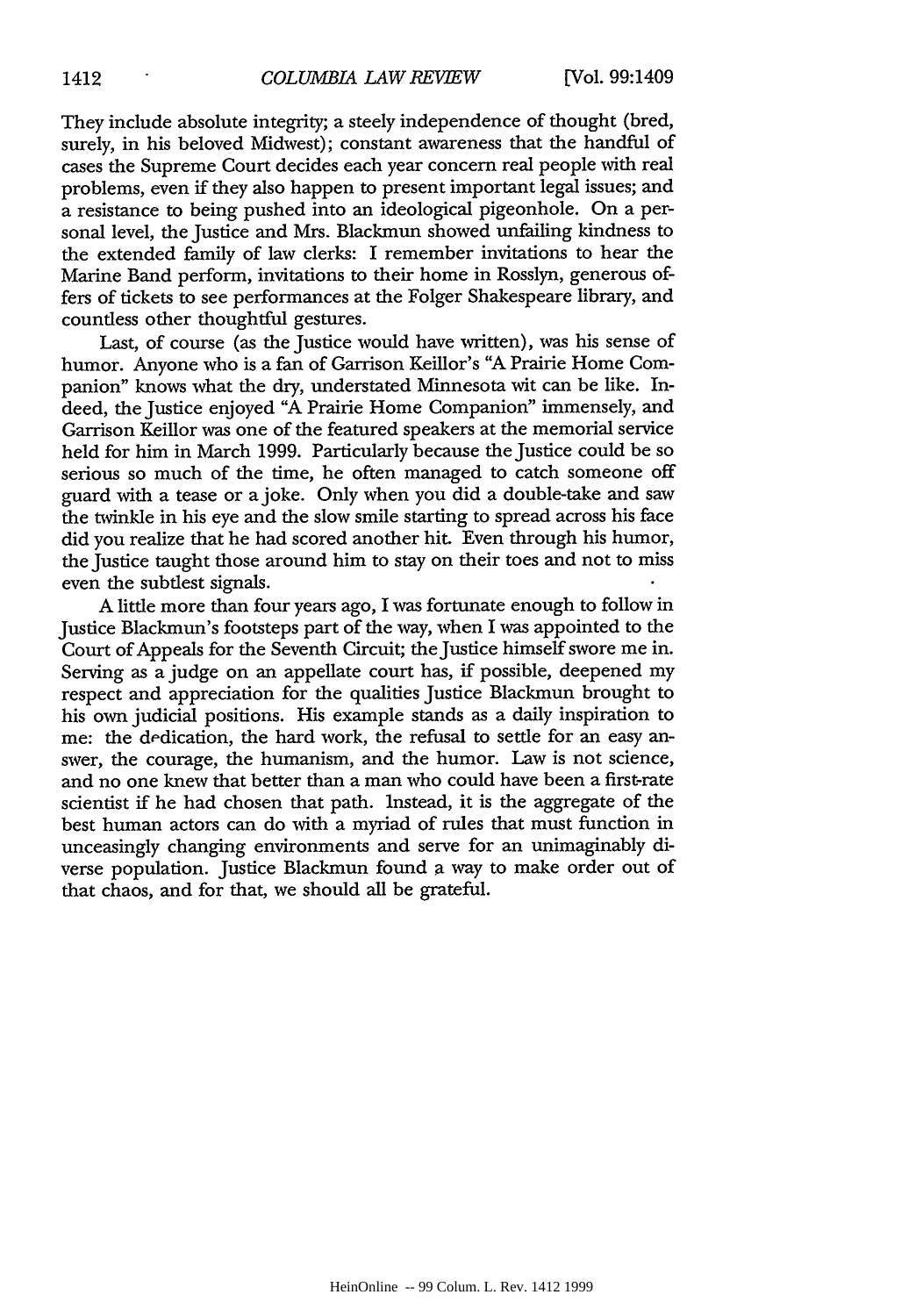They include absolute integrity; a steely independence of thought (bred, surely, in his beloved Midwest); constant awareness that the handful of cases the Supreme Court decides each year concern real people with real problems, even if they also happen to present important legal issues; and a resistance to being pushed into an ideological pigeonhole. On a personal level, the Justice and Mrs. Blackmun showed unfailing kindness to the extended family of law clerks: I remember invitations to hear the Marine Band perform, invitations to their home in Rosslyn, generous offers of tickets to see performances at the Folger Shakespeare library, and countless other thoughtful gestures.

Last, of course (as the Justice would have written), was his sense of humor. Anyone who is a fan of Garrison Keillor's "A Prairie Home Companion" knows what the dry, understated Minnesota wit can be like. Indeed, the Justice enjoyed "A Prairie Home Companion" immensely, and Garrison Keillor was one of the featured speakers at the memorial service held for him in March 1999. Particularly because the Justice could be so serious so much of the time, he often managed to catch someone off guard with a tease or a joke. Only when you did a double-take and saw the twinkle in his eye and the slow smile starting to spread across his face did you realize that he had scored another hit. Even through his humor, the Justice taught those around him to stay on their toes and not to miss even the subtlest signals.

A little more than four years ago, I was fortunate enough to follow in Justice Blackmun's footsteps part of the way, when I was appointed to the Court of Appeals for the Seventh Circuit; the Justice himself swore me in. Serving as a judge on an appellate court has, if possible, deepened my respect and appreciation for the qualities Justice Blackmun brought to his own judicial positions. His example stands as a daily inspiration to me: the dedication, the hard work, the refusal to settle for an easy answer, the courage, the humanism, and the humor. Law is not science, and no one knew that better than a man who could have been a first-rate scientist if he had chosen that path. Instead, it is the aggregate of the best human actors can do with a myriad of rules that must function in unceasingly changing environments and serve for an unimaginably diverse population. Justice Blackmun found a way to make order out of that chaos, and for that, we should all be grateful.